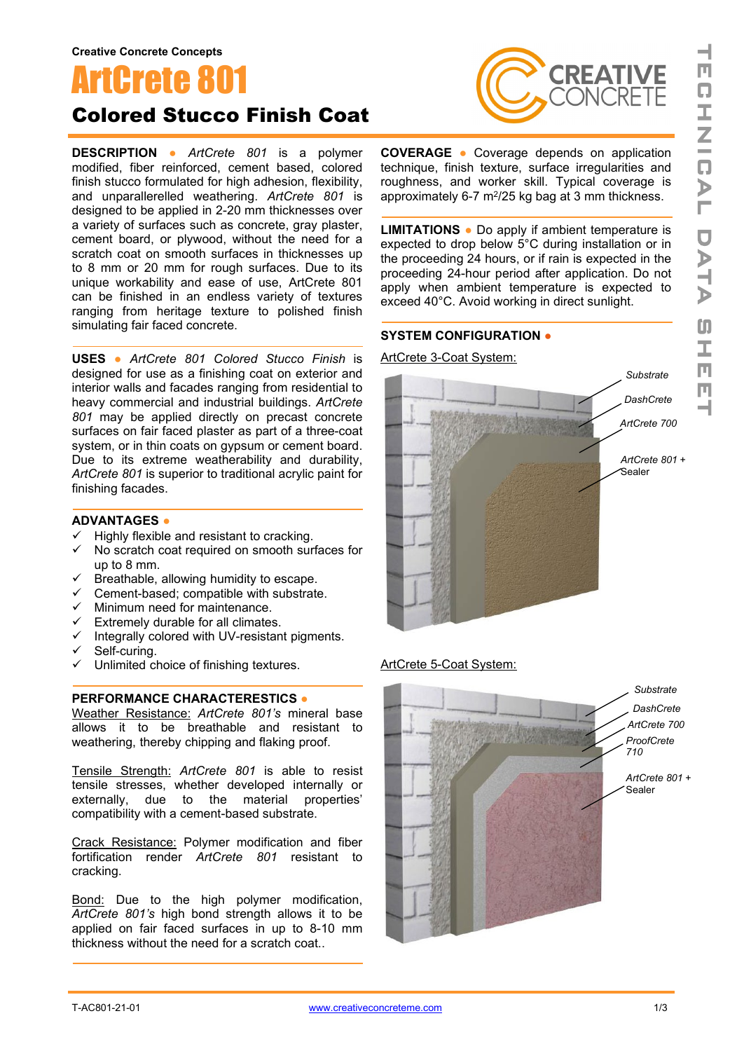Creative Concrete Concepts

# ArtCrete 801

## Colored Stucco Finish Coat

**DESCRIPTION** ● *ArtCrete 801* is a polymer modified, fiber reinforced, cement based, colored finish stucco formulated for high adhesion, flexibility, and unparallerelled weathering. *ArtCrete 801* is designed to be applied in 2-20 mm thicknesses over a variety of surfaces such as concrete, gray plaster, cement board, or plywood, without the need for a scratch coat on smooth surfaces in thicknesses up to 8 mm or 20 mm for rough surfaces. Due to its unique workability and ease of use, ArtCrete 801 can be finished in an endless variety of textures ranging from heritage texture to polished finish simulating fair faced concrete.

**USES** ● *ArtCrete 801 Colored Stucco Finish* is designed for use as a finishing coat on exterior and interior walls and facades ranging from residential to heavy commercial and industrial buildings. *ArtCrete 801* may be applied directly on precast concrete surfaces on fair faced plaster as part of a three-coat system, or in thin coats on gypsum or cement board. Due to its extreme weatherability and durability, *ArtCrete 801* is superior to traditional acrylic paint for finishing facades.

**ADVANTAGES** ●

- ✓ Highly flexible and resistant to cracking.
- ✓ No scratch coat required on smooth surfaces for up to 8 mm.
- ✓ Breathable, allowing humidity to escape.
- ✓ Cement-based; compatible with substrate.
- ✓ Minimum need for maintenance.
- ✓ Extremely durable for all climates.
- ✓ Integrally colored with UV-resistant pigments.
- ✓ Self-curing.
- ✓ Unlimited choice of finishing textures.

**PERFORMANCE CHARACTERESTICS** ●

Weather Resistance: *ArtCrete 801's* mineral base allows it to be breathable and resistant to weathering, thereby chipping and flaking proof.

Tensile Strength: *ArtCrete 801* is able to resist tensile stresses, whether developed internally or externally, due to the material properties' compatibility with a cement-based substrate.

Crack Resistance: Polymer modification and fiber fortification render *ArtCrete 801* resistant to cracking.

Bond: Due to the high polymer modification, *ArtCrete 801's* high bond strength allows it to be applied on fair faced surfaces in up to 8-10 mm thickness without the need for a scratch coat..

**COVERAGE** ● Coverage depends on application technique, finish texture, surface irregularities and roughness, and worker skill. Typical coverage is approximately 6-7 $m^2$/25 kg bag at 3 mm thickness.

**LIMITATIONS** ● Do apply if ambient temperature is expected to drop below 5°C during installation or in the proceeding 24 hours, or if rain is expected in the proceeding 24-hour period after application. Do not apply when ambient temperature is expected to exceed 40°C. Avoid working in direct sunlight.

**SYSTEM CONFIGURATION** ●

ArtCrete 3-Coat System:

Substrate
DashCrete
ArtCrete 700
ArtCrete 801 + Sealer

ArtCrete 5-Coat System:

Substrate
DashCrete
ArtCrete 700
ProofCrete 710
ArtCrete 801 + Sealer

T-AC801-21-01 www.creativeconcreteme.com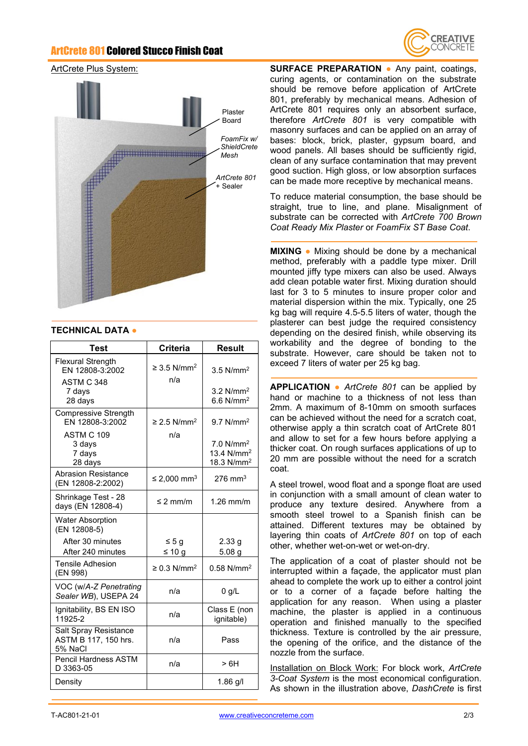## ArtCrete 801 Colored Stucco Finish Coat

ArtCrete Plus System:

Plaster Board

*FoamFix w/ ShieldCrete Mesh*

*ArtCrete 801* + Sealer

### TECHNICAL DATA

| Test | Criteria | Result |
|---|---|---|
| Flexural Strength EN 12808-3:2002 | ≥ 3.5 N/mm$^2$ | 3.5 N/mm$^2$ |
| ASTM C 348 7 days 28 days | n/a | 3.2 N/mm$^2$ 6.6 N/mm$^2$ |
| Compressive Strength EN 12808-3:2002 | ≥ 2.5 N/mm$^2$ | 9.7 N/mm$^2$ |
| ASTM C 109 3 days 7 days 28 days | n/a | 7.0 N/mm$^2$ 13.4 N/mm$^2$ 18.3 N/mm$^2$ |
| Abrasion Resistance (EN 12808-2:2002) | ≤ 2,000 mm$^3$ | 276 mm$^3$ |
| Shrinkage Test - 28 days (EN 12808-4) | ≤ 2 mm/m | 1.26 mm/m |
| Water Absorption (EN 12808-5) After 30 minutes After 240 minutes | ≤ 5 g ≤ 10 g | 2.33 g 5.08 g |
| Tensile Adhesion (EN 998) | ≥ 0.3 N/mm$^2$ | 0.58 N/mm$^2$ |
| VOC (w/*A-Z Penetrating Sealer WB*), USEPA 24 | n/a | 0 g/L |
| Ignitability, BS EN ISO 11925-2 | n/a | Class E (non ignitable) |
| Salt Spray Resistance ASTM B 117, 150 hrs. 5% NaCl | n/a | Pass |
| Pencil Hardness ASTM D 3363-05 | n/a | > 6H |
| Density | | 1.86 g/l |

**SURFACE PREPARATION** • Any paint, coatings, curing agents, or contamination on the substrate should be remove before application of ArtCrete 801, preferably by mechanical means. Adhesion of ArtCrete 801 requires only an absorbent surface, therefore *ArtCrete 801* is very compatible with masonry surfaces and can be applied on an array of bases: block, brick, plaster, gypsum board, and wood panels. All bases should be sufficiently rigid, clean of any surface contamination that may prevent good suction. High gloss, or low absorption surfaces can be made more receptive by mechanical means.

To reduce material consumption, the base should be straight, true to line, and plane. Misalignment of substrate can be corrected with *ArtCrete 700 Brown Coat Ready Mix Plaster* or *FoamFix ST Base Coat*.

**MIXING** • Mixing should be done by a mechanical method, preferably with a paddle type mixer. Drill mounted jiffy type mixers can also be used. Always add clean potable water first. Mixing duration should last for 3 to 5 minutes to insure proper color and material dispersion within the mix. Typically, one 25 kg bag will require 4.5-5.5 liters of water, though the plasterer can best judge the required consistency depending on the desired finish, while observing its workability and the degree of bonding to the substrate. However, care should be taken not to exceed 7 liters of water per 25 kg bag.

**APPLICATION** • *ArtCrete 801* can be applied by hand or machine to a thickness of not less than 2mm. A maximum of 8-10mm on smooth surfaces can be achieved without the need for a scratch coat, otherwise apply a thin scratch coat of ArtCrete 801 and allow to set for a few hours before applying a thicker coat. On rough surfaces applications of up to 20 mm are possible without the need for a scratch coat.

A steel trowel, wood float and a sponge float are used in conjunction with a small amount of clean water to produce any texture desired. Anywhere from a smooth steel trowel to a Spanish finish can be attained. Different textures may be obtained by layering thin coats of *ArtCrete 801* on top of each other, whether wet-on-wet or wet-on-dry.

The application of a coat of plaster should not be interrupted within a façade, the applicator must plan ahead to complete the work up to either a control joint or to a corner of a façade before halting the application for any reason. When using a plaster machine, the plaster is applied in a continuous operation and finished manually to the specified thickness. Texture is controlled by the air pressure, the opening of the orifice, and the distance of the nozzle from the surface.

Installation on Block Work: For block work, *ArtCrete 3-Coat System* is the most economical configuration. As shown in the illustration above, *DashCrete* is first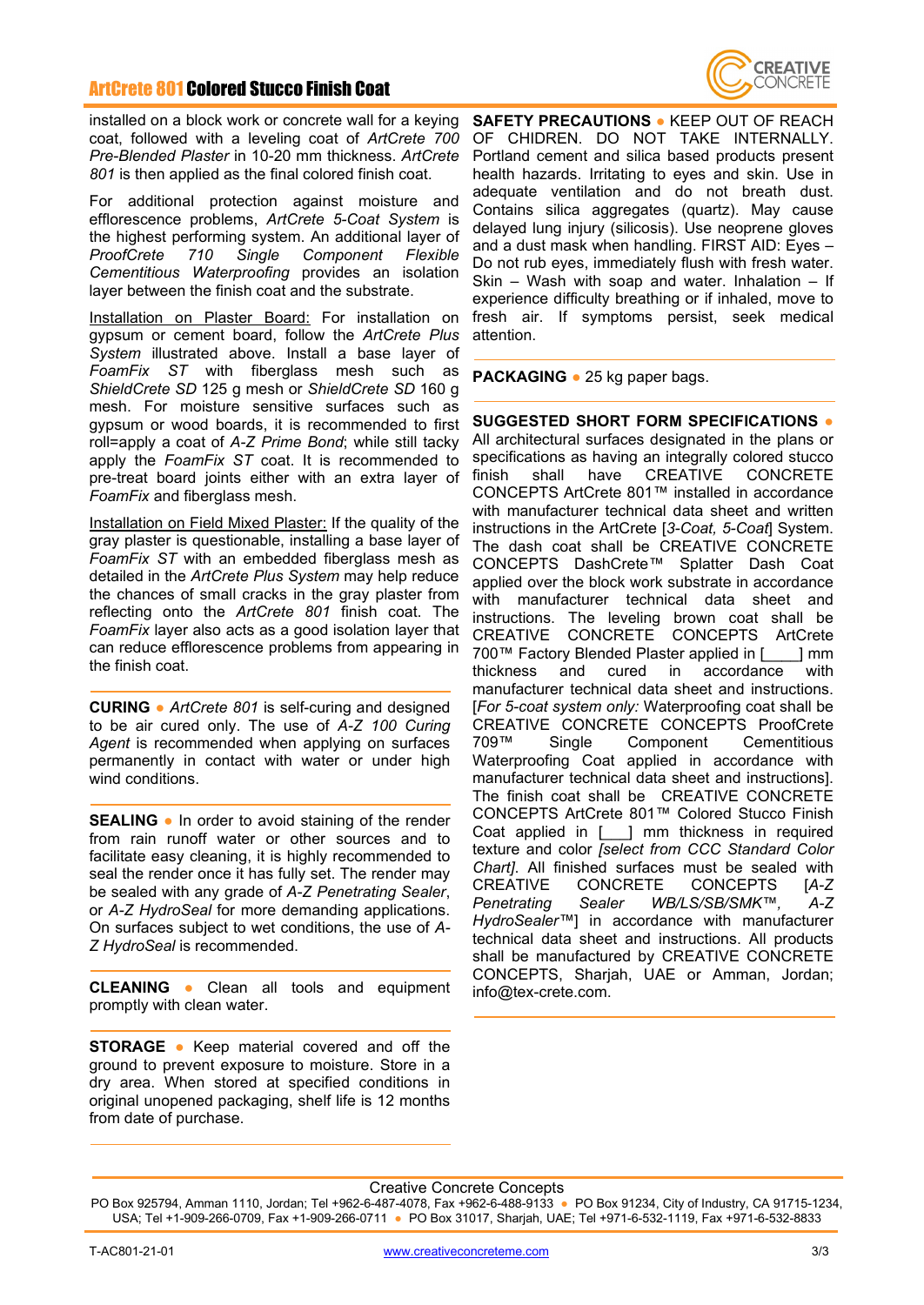installed on a block work or concrete wall for a keying coat, followed with a leveling coat of *ArtCrete 700 Pre-Blended Plaster* in 10-20 mm thickness. *ArtCrete 801* is then applied as the final colored finish coat.

For additional protection against moisture and efflorescence problems, *ArtCrete 5-Coat System* is the highest performing system. An additional layer of *ProofCrete 710 Single Component Flexible Cementitious Waterproofing* provides an isolation layer between the finish coat and the substrate.

Installation on Plaster Board: For installation on gypsum or cement board, follow the *ArtCrete Plus System* illustrated above. Install a base layer of *FoamFix ST* with fiberglass mesh such as *ShieldCrete SD* 125 g mesh or *ShieldCrete SD* 160 g mesh. For moisture sensitive surfaces such as gypsum or wood boards, it is recommended to first roll=apply a coat of *A-Z Prime Bond*; while still tacky apply the *FoamFix ST* coat. It is recommended to pre-treat board joints either with an extra layer of *FoamFix* and fiberglass mesh.

Installation on Field Mixed Plaster: If the quality of the gray plaster is questionable, installing a base layer of *FoamFix ST* with an embedded fiberglass mesh as detailed in the *ArtCrete Plus System* may help reduce the chances of small cracks in the gray plaster from reflecting onto the *ArtCrete 801* finish coat. The *FoamFix* layer also acts as a good isolation layer that can reduce efflorescence problems from appearing in the finish coat.

**CURING** • *ArtCrete 801* is self-curing and designed to be air cured only. The use of *A-Z 100 Curing Agent* is recommended when applying on surfaces permanently in contact with water or under high wind conditions.

**SEALING** • In order to avoid staining of the render from rain runoff water or other sources and to facilitate easy cleaning, it is highly recommended to seal the render once it has fully set. The render may be sealed with any grade of *A-Z Penetrating Sealer*, or *A-Z HydroSeal* for more demanding applications. On surfaces subject to wet conditions, the use of *A-Z HydroSeal* is recommended.

**CLEANING** • Clean all tools and equipment promptly with clean water.

**STORAGE** • Keep material covered and off the ground to prevent exposure to moisture. Store in a dry area. When stored at specified conditions in original unopened packaging, shelf life is 12 months from date of purchase.

**SAFETY PRECAUTIONS** • KEEP OUT OF REACH OF CHIDREN. DO NOT TAKE INTERNALLY. Portland cement and silica based products present health hazards. Irritating to eyes and skin. Use in adequate ventilation and do not breath dust. Contains silica aggregates (quartz). May cause delayed lung injury (silicosis). Use neoprene gloves and a dust mask when handling. FIRST AID: Eyes – Do not rub eyes, immediately flush with fresh water. Skin – Wash with soap and water. Inhalation – If experience difficulty breathing or if inhaled, move to fresh air. If symptoms persist, seek medical attention.

**PACKAGING** • 25 kg paper bags.

**SUGGESTED SHORT FORM SPECIFICATIONS** • All architectural surfaces designated in the plans or specifications as having an integrally colored stucco finish shall have CREATIVE CONCRETE CONCEPTS ArtCrete 801™ installed in accordance with manufacturer technical data sheet and written instructions in the ArtCrete [*3-Coat, 5-Coat*] System. The dash coat shall be CREATIVE CONCRETE CONCEPTS DashCrete™ Splatter Dash Coat applied over the block work substrate in accordance with manufacturer technical data sheet and instructions. The leveling brown coat shall be CREATIVE CONCRETE CONCEPTS ArtCrete 700™ Factory Blended Plaster applied in [____] mm thickness and cured in accordance with manufacturer technical data sheet and instructions. [*For 5-coat system only:* Waterproofing coat shall be CREATIVE CONCRETE CONCEPTS ProofCrete 709™ Single Component Cementitious Waterproofing Coat applied in accordance with manufacturer technical data sheet and instructions]. The finish coat shall be CREATIVE CONCRETE CONCEPTS ArtCrete 801™ Colored Stucco Finish Coat applied in [___] mm thickness in required texture and color [*select from CCC Standard Color Chart*]. All finished surfaces must be sealed with CREATIVE CONCRETE CONCEPTS [*A-Z Penetrating Sealer WB/LS/SB/SMK™, A-Z HydroSealer™*] in accordance with manufacturer technical data sheet and instructions. All products shall be manufactured by CREATIVE CONCRETE CONCEPTS, Sharjah, UAE or Amman, Jordan; info@tex-crete.com.

Creative Concrete Concepts

PO Box 925794, Amman 1110, Jordan; Tel +962-6-487-4078, Fax +962-6-488-9133 • PO Box 91234, City of Industry, CA 91715-1234, USA; Tel +1-909-266-0709, Fax +1-909-266-0711 • PO Box 31017, Sharjah, UAE; Tel +971-6-532-1119, Fax +971-6-532-8833

T-AC801-21-01 www.creativeconcreteme.com